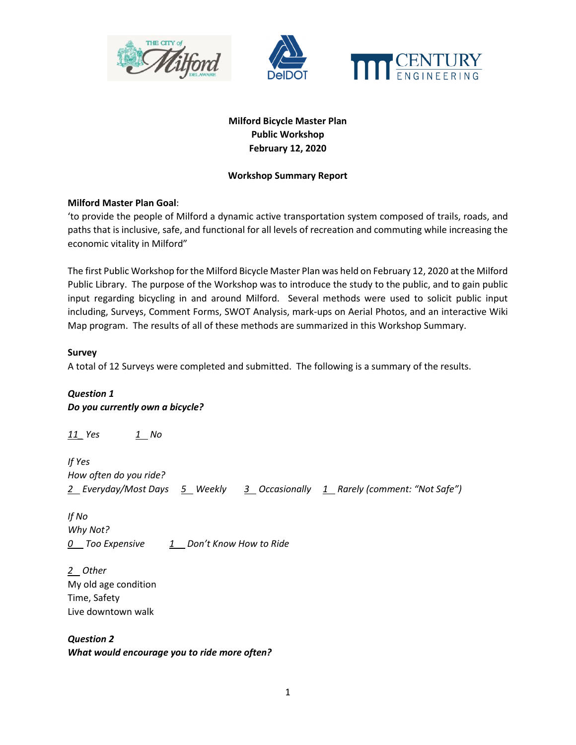**Milford Bicycle Master Plan**
**Public Workshop**
**February 12, 2020**

**Workshop Summary Report**

**Milford Master Plan Goal**:
'to provide the people of Milford a dynamic active transportation system composed of trails, roads, and paths that is inclusive, safe, and functional for all levels of recreation and commuting while increasing the economic vitality in Milford"

The first Public Workshop for the Milford Bicycle Master Plan was held on February 12, 2020 at the Milford Public Library. The purpose of the Workshop was to introduce the study to the public, and to gain public input regarding bicycling in and around Milford. Several methods were used to solicit public input including, Surveys, Comment Forms, SWOT Analysis, mark-ups on Aerial Photos, and an interactive Wiki Map program. The results of all of these methods are summarized in this Workshop Summary.

**Survey**

A total of 12 Surveys were completed and submitted. The following is a summary of the results.

***Question 1***
***Do you currently own a bicycle?***

*11 Yes* *1 No*

*If Yes*
*How often do you ride?*
*2 Everyday/Most Days* *5 Weekly* *3 Occasionally* *1 Rarely (comment: "Not Safe")*

*If No*
*Why Not?*
*0 Too Expensive* *1 Don't Know How to Ride*

*2 Other*
My old age condition
Time, Safety
Live downtown walk

***Question 2***
***What would encourage you to ride more often?***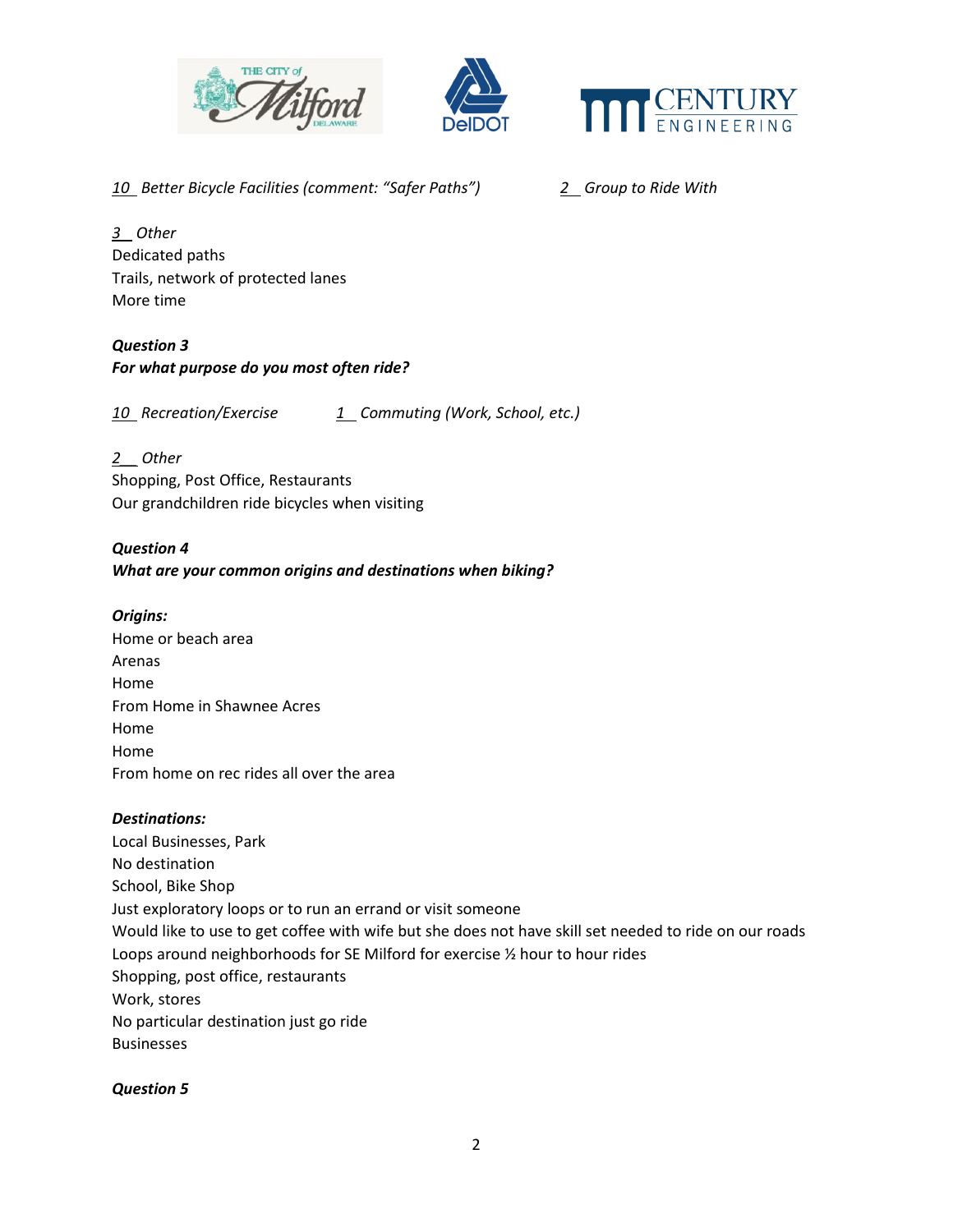*10 Better Bicycle Facilities (comment: "Safer Paths")*

*2 Group to Ride With*

*3 Other*

Dedicated paths
Trails, network of protected lanes
More time

***Question 3***

***For what purpose do you most often ride?***

*10 Recreation/Exercise*

*1 Commuting (Work, School, etc.)*

*2 Other*

Shopping, Post Office, Restaurants
Our grandchildren ride bicycles when visiting

***Question 4***

***What are your common origins and destinations when biking?***

***Origins:***

Home or beach area
Arenas
Home
From Home in Shawnee Acres
Home
Home
From home on rec rides all over the area

***Destinations:***

Local Businesses, Park
No destination
School, Bike Shop
Just exploratory loops or to run an errand or visit someone
Would like to use to get coffee with wife but she does not have skill set needed to ride on our roads
Loops around neighborhoods for SE Milford for exercise ½ hour to hour rides
Shopping, post office, restaurants
Work, stores
No particular destination just go ride
Businesses

***Question 5***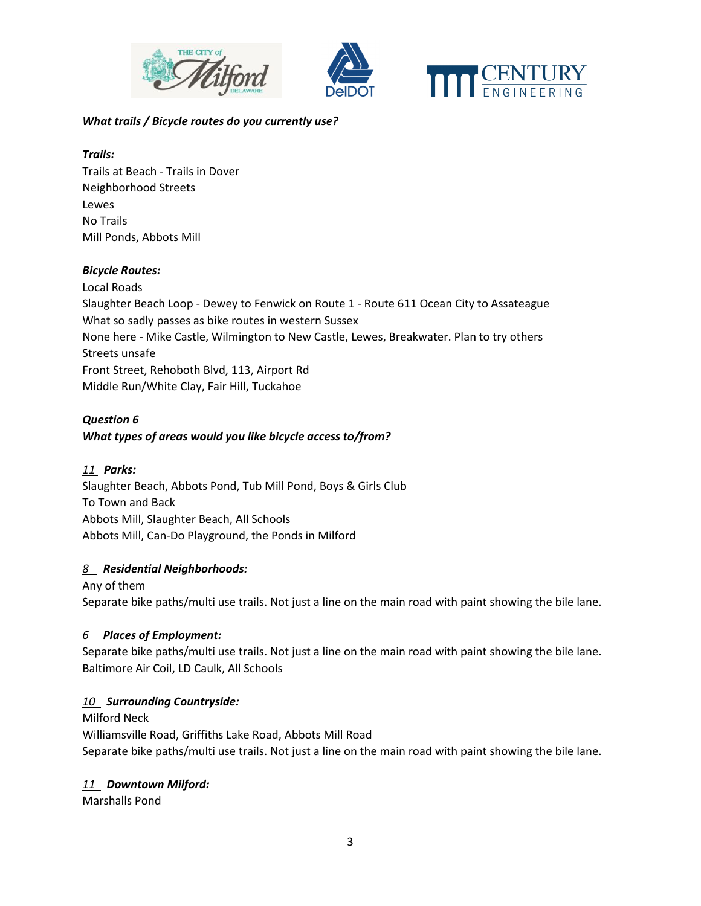***What trails / Bicycle routes do you currently use?***

***Trails:***

Trails at Beach - Trails in Dover
Neighborhood Streets
Lewes
No Trails
Mill Ponds, Abbots Mill

***Bicycle Routes:***

Local Roads
Slaughter Beach Loop - Dewey to Fenwick on Route 1 - Route 611 Ocean City to Assateague
What so sadly passes as bike routes in western Sussex
None here - Mike Castle, Wilmington to New Castle, Lewes, Breakwater. Plan to try others
Streets unsafe
Front Street, Rehoboth Blvd, 113, Airport Rd
Middle Run/White Clay, Fair Hill, Tuckahoe

***Question 6***
***What types of areas would you like bicycle access to/from?***

*11* ***Parks:***

Slaughter Beach, Abbots Pond, Tub Mill Pond, Boys & Girls Club
To Town and Back
Abbots Mill, Slaughter Beach, All Schools
Abbots Mill, Can-Do Playground, the Ponds in Milford

*8* ***Residential Neighborhoods:***

Any of them
Separate bike paths/multi use trails. Not just a line on the main road with paint showing the bile lane.

*6* ***Places of Employment:***

Separate bike paths/multi use trails. Not just a line on the main road with paint showing the bile lane.
Baltimore Air Coil, LD Caulk, All Schools

*10* ***Surrounding Countryside:***

Milford Neck
Williamsville Road, Griffiths Lake Road, Abbots Mill Road
Separate bike paths/multi use trails. Not just a line on the main road with paint showing the bile lane.

*11* ***Downtown Milford:***

Marshalls Pond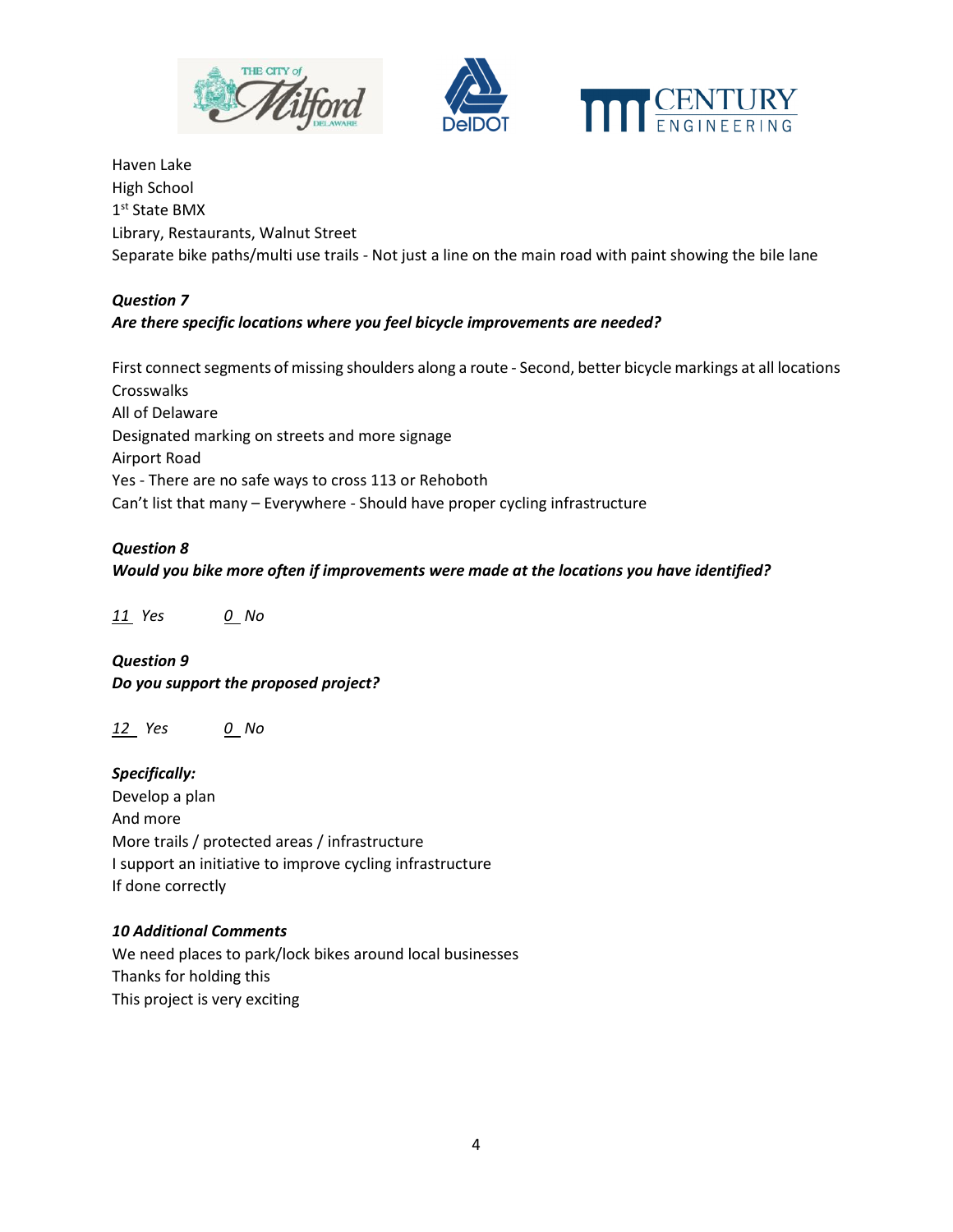Haven Lake
High School
1st State BMX
Library, Restaurants, Walnut Street
Separate bike paths/multi use trails - Not just a line on the main road with paint showing the bile lane

***Question 7***
***Are there specific locations where you feel bicycle improvements are needed?***

First connect segments of missing shoulders along a route - Second, better bicycle markings at all locations
Crosswalks
All of Delaware
Designated marking on streets and more signage
Airport Road
Yes - There are no safe ways to cross 113 or Rehoboth
Can't list that many – Everywhere - Should have proper cycling infrastructure

***Question 8***
***Would you bike more often if improvements were made at the locations you have identified?***

*11 Yes* *0 No*

***Question 9***
***Do you support the proposed project?***

*12 Yes* *0 No*

***Specifically:***
Develop a plan
And more
More trails / protected areas / infrastructure
I support an initiative to improve cycling infrastructure
If done correctly

***10 Additional Comments***
We need places to park/lock bikes around local businesses
Thanks for holding this
This project is very exciting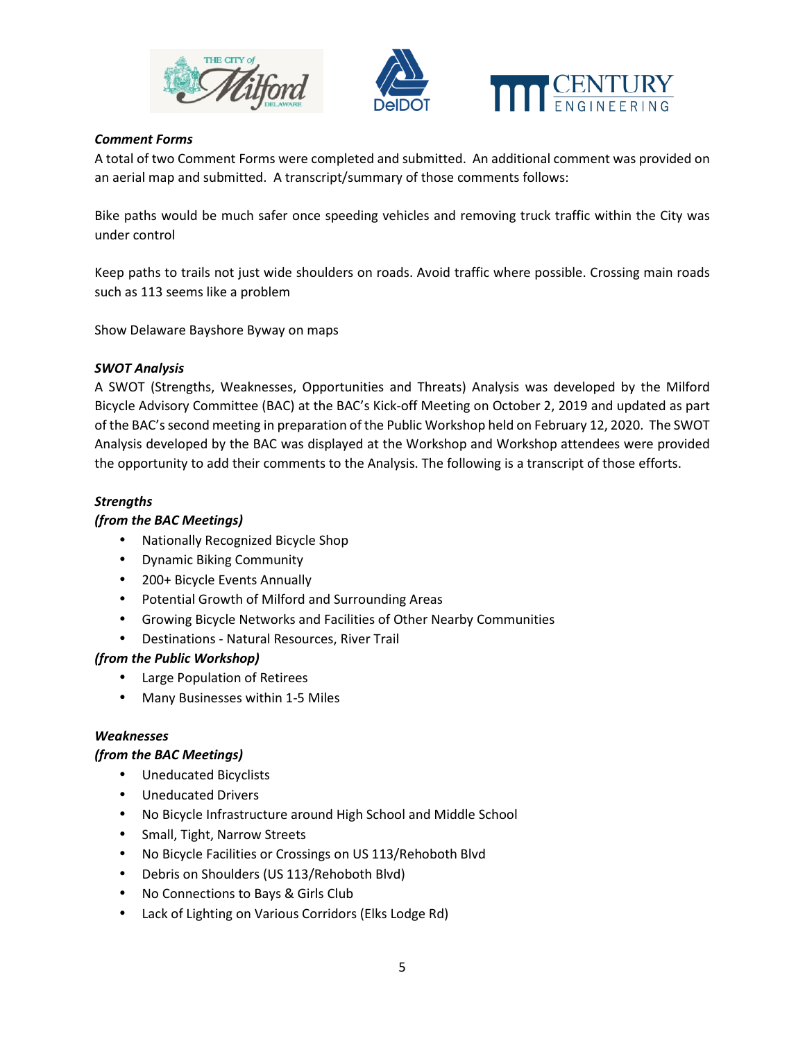***Comment Forms***

A total of two Comment Forms were completed and submitted. An additional comment was provided on an aerial map and submitted. A transcript/summary of those comments follows:

Bike paths would be much safer once speeding vehicles and removing truck traffic within the City was under control

Keep paths to trails not just wide shoulders on roads. Avoid traffic where possible. Crossing main roads such as 113 seems like a problem

Show Delaware Bayshore Byway on maps

***SWOT Analysis***

A SWOT (Strengths, Weaknesses, Opportunities and Threats) Analysis was developed by the Milford Bicycle Advisory Committee (BAC) at the BAC's Kick-off Meeting on October 2, 2019 and updated as part of the BAC's second meeting in preparation of the Public Workshop held on February 12, 2020. The SWOT Analysis developed by the BAC was displayed at the Workshop and Workshop attendees were provided the opportunity to add their comments to the Analysis. The following is a transcript of those efforts.

***Strengths***

***(from the BAC Meetings)***

- Nationally Recognized Bicycle Shop
- Dynamic Biking Community
- 200+ Bicycle Events Annually
- Potential Growth of Milford and Surrounding Areas
- Growing Bicycle Networks and Facilities of Other Nearby Communities
- Destinations - Natural Resources, River Trail

***(from the Public Workshop)***

- Large Population of Retirees
- Many Businesses within 1-5 Miles

***Weaknesses***

***(from the BAC Meetings)***

- Uneducated Bicyclists
- Uneducated Drivers
- No Bicycle Infrastructure around High School and Middle School
- Small, Tight, Narrow Streets
- No Bicycle Facilities or Crossings on US 113/Rehoboth Blvd
- Debris on Shoulders (US 113/Rehoboth Blvd)
- No Connections to Bays & Girls Club
- Lack of Lighting on Various Corridors (Elks Lodge Rd)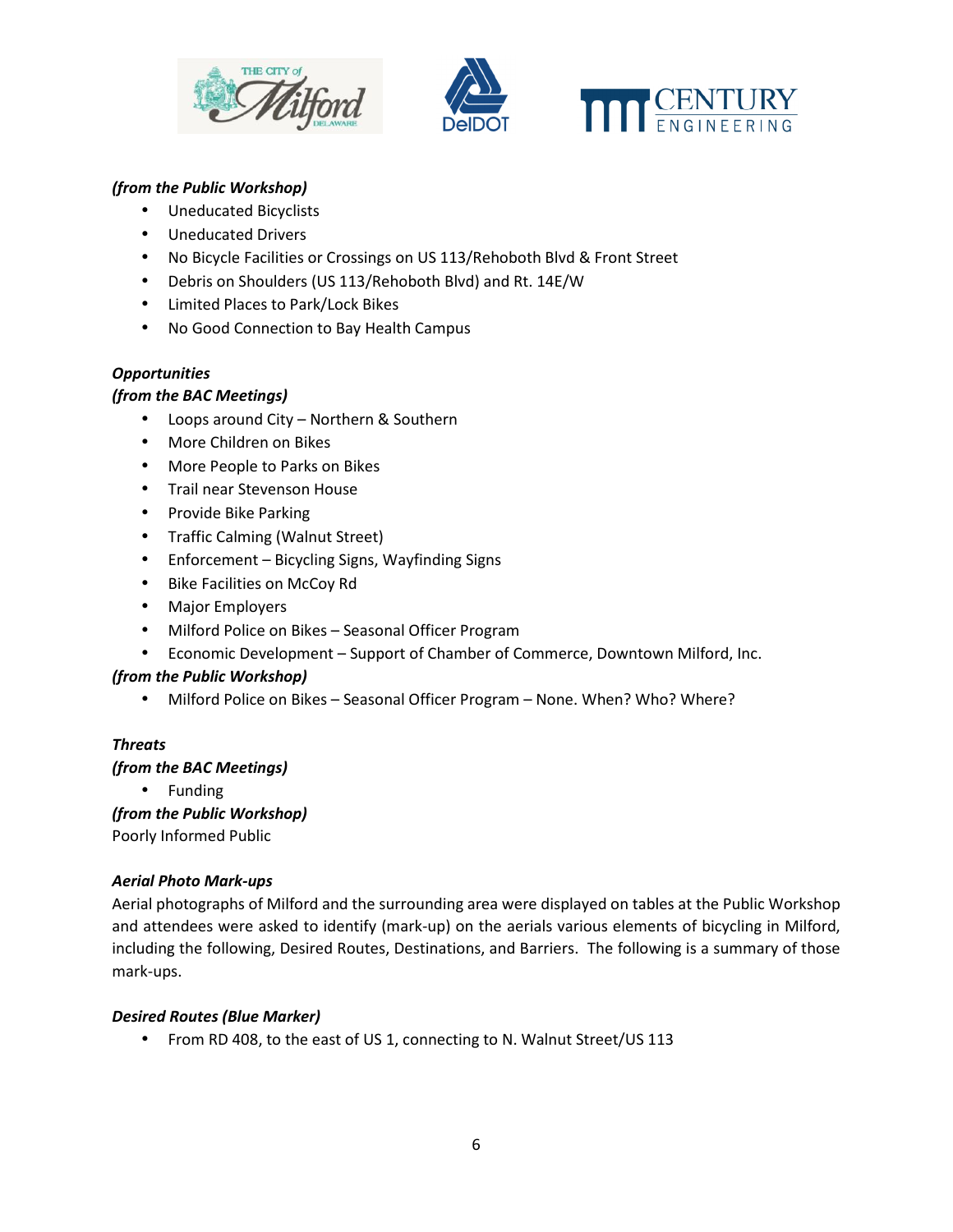***(from the Public Workshop)***

- Uneducated Bicyclists
- Uneducated Drivers
- No Bicycle Facilities or Crossings on US 113/Rehoboth Blvd & Front Street
- Debris on Shoulders (US 113/Rehoboth Blvd) and Rt. 14E/W
- Limited Places to Park/Lock Bikes
- No Good Connection to Bay Health Campus

***Opportunities***

***(from the BAC Meetings)***

- Loops around City – Northern & Southern
- More Children on Bikes
- More People to Parks on Bikes
- Trail near Stevenson House
- Provide Bike Parking
- Traffic Calming (Walnut Street)
- Enforcement – Bicycling Signs, Wayfinding Signs
- Bike Facilities on McCoy Rd
- Major Employers
- Milford Police on Bikes – Seasonal Officer Program
- Economic Development – Support of Chamber of Commerce, Downtown Milford, Inc.

***(from the Public Workshop)***

- Milford Police on Bikes – Seasonal Officer Program – None. When? Who? Where?

***Threats***

***(from the BAC Meetings)***

- Funding

***(from the Public Workshop)***

Poorly Informed Public

***Aerial Photo Mark-ups***

Aerial photographs of Milford and the surrounding area were displayed on tables at the Public Workshop and attendees were asked to identify (mark-up) on the aerials various elements of bicycling in Milford, including the following, Desired Routes, Destinations, and Barriers. The following is a summary of those mark-ups.

***Desired Routes (Blue Marker)***

- From RD 408, to the east of US 1, connecting to N. Walnut Street/US 113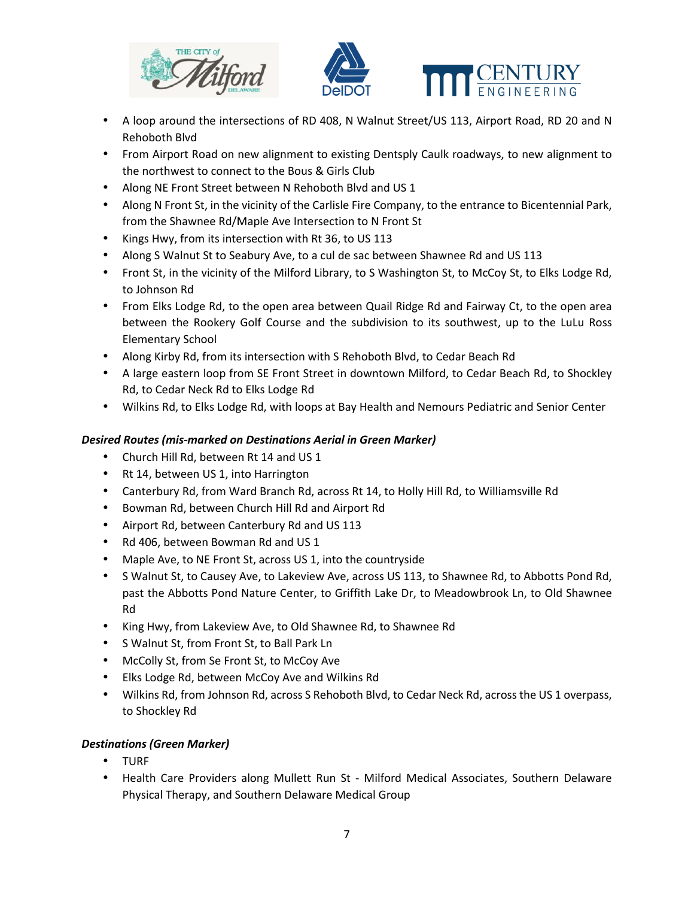- A loop around the intersections of RD 408, N Walnut Street/US 113, Airport Road, RD 20 and N Rehoboth Blvd
- From Airport Road on new alignment to existing Dentsply Caulk roadways, to new alignment to the northwest to connect to the Bous & Girls Club
- Along NE Front Street between N Rehoboth Blvd and US 1
- Along N Front St, in the vicinity of the Carlisle Fire Company, to the entrance to Bicentennial Park, from the Shawnee Rd/Maple Ave Intersection to N Front St
- Kings Hwy, from its intersection with Rt 36, to US 113
- Along S Walnut St to Seabury Ave, to a cul de sac between Shawnee Rd and US 113
- Front St, in the vicinity of the Milford Library, to S Washington St, to McCoy St, to Elks Lodge Rd, to Johnson Rd
- From Elks Lodge Rd, to the open area between Quail Ridge Rd and Fairway Ct, to the open area between the Rookery Golf Course and the subdivision to its southwest, up to the LuLu Ross Elementary School
- Along Kirby Rd, from its intersection with S Rehoboth Blvd, to Cedar Beach Rd
- A large eastern loop from SE Front Street in downtown Milford, to Cedar Beach Rd, to Shockley Rd, to Cedar Neck Rd to Elks Lodge Rd
- Wilkins Rd, to Elks Lodge Rd, with loops at Bay Health and Nemours Pediatric and Senior Center

***Desired Routes (mis-marked on Destinations Aerial in Green Marker)***

- Church Hill Rd, between Rt 14 and US 1
- Rt 14, between US 1, into Harrington
- Canterbury Rd, from Ward Branch Rd, across Rt 14, to Holly Hill Rd, to Williamsville Rd
- Bowman Rd, between Church Hill Rd and Airport Rd
- Airport Rd, between Canterbury Rd and US 113
- Rd 406, between Bowman Rd and US 1
- Maple Ave, to NE Front St, across US 1, into the countryside
- S Walnut St, to Causey Ave, to Lakeview Ave, across US 113, to Shawnee Rd, to Abbotts Pond Rd, past the Abbotts Pond Nature Center, to Griffith Lake Dr, to Meadowbrook Ln, to Old Shawnee Rd
- King Hwy, from Lakeview Ave, to Old Shawnee Rd, to Shawnee Rd
- S Walnut St, from Front St, to Ball Park Ln
- McColly St, from Se Front St, to McCoy Ave
- Elks Lodge Rd, between McCoy Ave and Wilkins Rd
- Wilkins Rd, from Johnson Rd, across S Rehoboth Blvd, to Cedar Neck Rd, across the US 1 overpass, to Shockley Rd

***Destinations (Green Marker)***

- TURF
- Health Care Providers along Mullett Run St - Milford Medical Associates, Southern Delaware Physical Therapy, and Southern Delaware Medical Group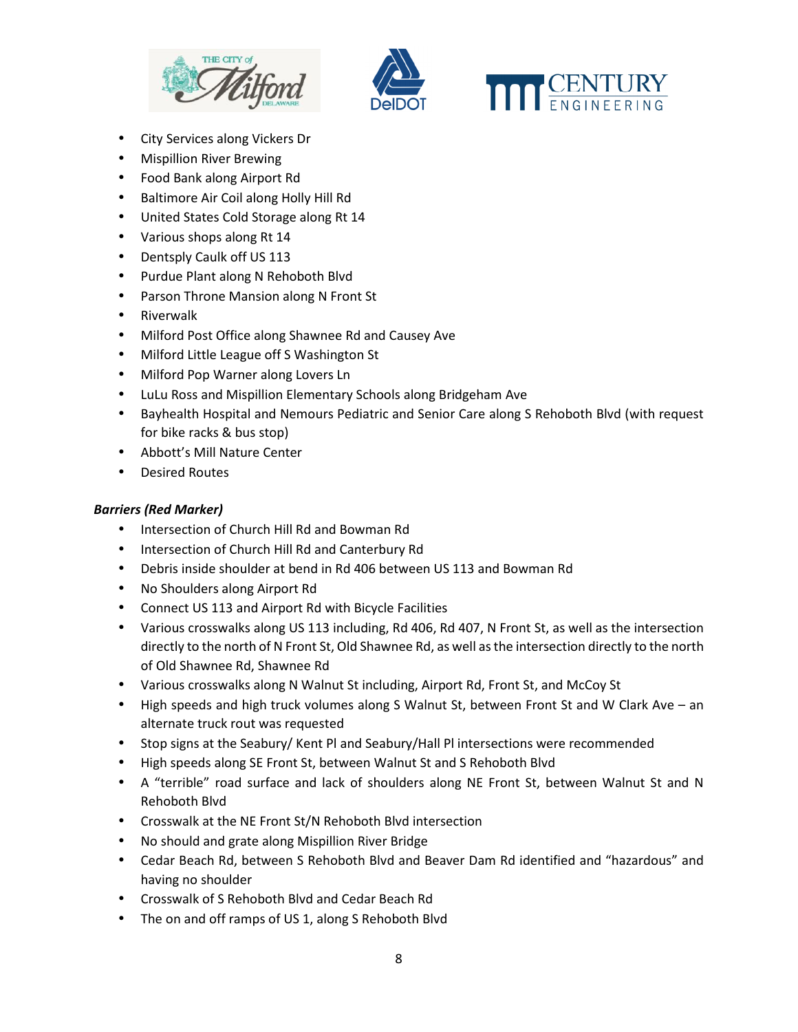- City Services along Vickers Dr
- Mispillion River Brewing
- Food Bank along Airport Rd
- Baltimore Air Coil along Holly Hill Rd
- United States Cold Storage along Rt 14
- Various shops along Rt 14
- Dentsply Caulk off US 113
- Purdue Plant along N Rehoboth Blvd
- Parson Throne Mansion along N Front St
- Riverwalk
- Milford Post Office along Shawnee Rd and Causey Ave
- Milford Little League off S Washington St
- Milford Pop Warner along Lovers Ln
- LuLu Ross and Mispillion Elementary Schools along Bridgeham Ave
- Bayhealth Hospital and Nemours Pediatric and Senior Care along S Rehoboth Blvd (with request for bike racks & bus stop)
- Abbott's Mill Nature Center
- Desired Routes

***Barriers (Red Marker)***

- Intersection of Church Hill Rd and Bowman Rd
- Intersection of Church Hill Rd and Canterbury Rd
- Debris inside shoulder at bend in Rd 406 between US 113 and Bowman Rd
- No Shoulders along Airport Rd
- Connect US 113 and Airport Rd with Bicycle Facilities
- Various crosswalks along US 113 including, Rd 406, Rd 407, N Front St, as well as the intersection directly to the north of N Front St, Old Shawnee Rd, as well as the intersection directly to the north of Old Shawnee Rd, Shawnee Rd
- Various crosswalks along N Walnut St including, Airport Rd, Front St, and McCoy St
- High speeds and high truck volumes along S Walnut St, between Front St and W Clark Ave – an alternate truck rout was requested
- Stop signs at the Seabury/ Kent Pl and Seabury/Hall Pl intersections were recommended
- High speeds along SE Front St, between Walnut St and S Rehoboth Blvd
- A "terrible" road surface and lack of shoulders along NE Front St, between Walnut St and N Rehoboth Blvd
- Crosswalk at the NE Front St/N Rehoboth Blvd intersection
- No should and grate along Mispillion River Bridge
- Cedar Beach Rd, between S Rehoboth Blvd and Beaver Dam Rd identified and "hazardous" and having no shoulder
- Crosswalk of S Rehoboth Blvd and Cedar Beach Rd
- The on and off ramps of US 1, along S Rehoboth Blvd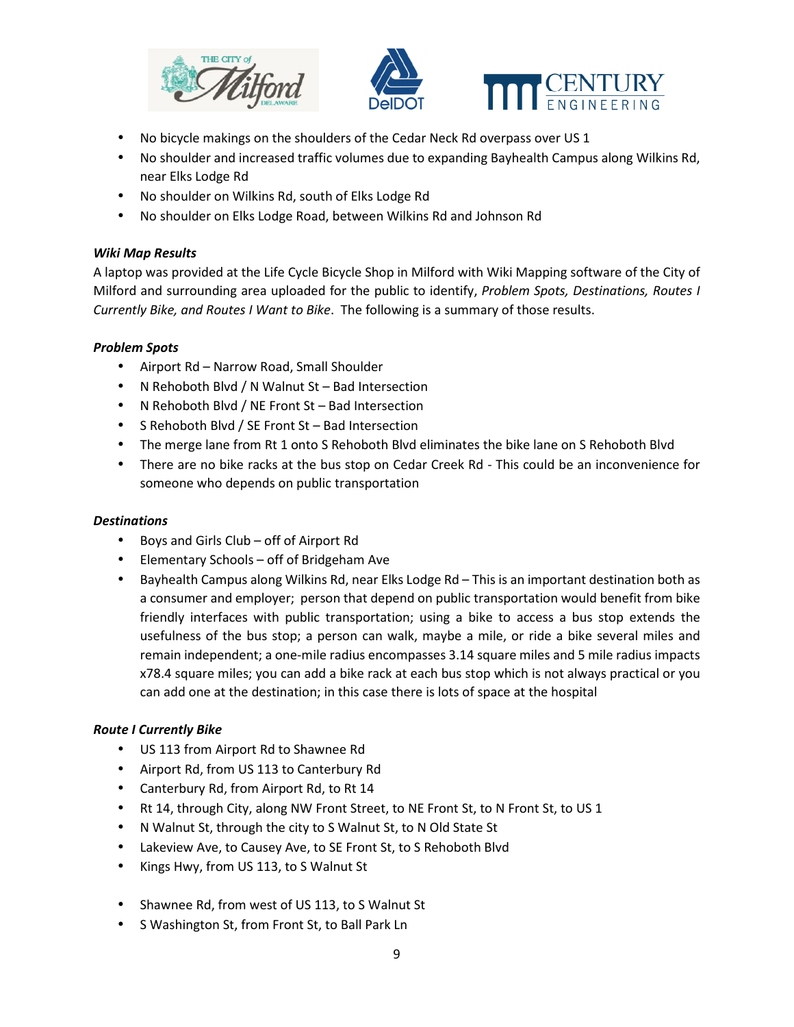- No bicycle makings on the shoulders of the Cedar Neck Rd overpass over US 1
- No shoulder and increased traffic volumes due to expanding Bayhealth Campus along Wilkins Rd, near Elks Lodge Rd
- No shoulder on Wilkins Rd, south of Elks Lodge Rd
- No shoulder on Elks Lodge Road, between Wilkins Rd and Johnson Rd

***Wiki Map Results***

A laptop was provided at the Life Cycle Bicycle Shop in Milford with Wiki Mapping software of the City of Milford and surrounding area uploaded for the public to identify, *Problem Spots, Destinations, Routes I Currently Bike, and Routes I Want to Bike*. The following is a summary of those results.

***Problem Spots***

- Airport Rd – Narrow Road, Small Shoulder
- N Rehoboth Blvd / N Walnut St – Bad Intersection
- N Rehoboth Blvd / NE Front St – Bad Intersection
- S Rehoboth Blvd / SE Front St – Bad Intersection
- The merge lane from Rt 1 onto S Rehoboth Blvd eliminates the bike lane on S Rehoboth Blvd
- There are no bike racks at the bus stop on Cedar Creek Rd - This could be an inconvenience for someone who depends on public transportation

***Destinations***

- Boys and Girls Club – off of Airport Rd
- Elementary Schools – off of Bridgeham Ave
- Bayhealth Campus along Wilkins Rd, near Elks Lodge Rd – This is an important destination both as a consumer and employer; person that depend on public transportation would benefit from bike friendly interfaces with public transportation; using a bike to access a bus stop extends the usefulness of the bus stop; a person can walk, maybe a mile, or ride a bike several miles and remain independent; a one-mile radius encompasses 3.14 square miles and 5 mile radius impacts x78.4 square miles; you can add a bike rack at each bus stop which is not always practical or you can add one at the destination; in this case there is lots of space at the hospital

***Route I Currently Bike***

- US 113 from Airport Rd to Shawnee Rd
- Airport Rd, from US 113 to Canterbury Rd
- Canterbury Rd, from Airport Rd, to Rt 14
- Rt 14, through City, along NW Front Street, to NE Front St, to N Front St, to US 1
- N Walnut St, through the city to S Walnut St, to N Old State St
- Lakeview Ave, to Causey Ave, to SE Front St, to S Rehoboth Blvd
- Kings Hwy, from US 113, to S Walnut St
- Shawnee Rd, from west of US 113, to S Walnut St
- S Washington St, from Front St, to Ball Park Ln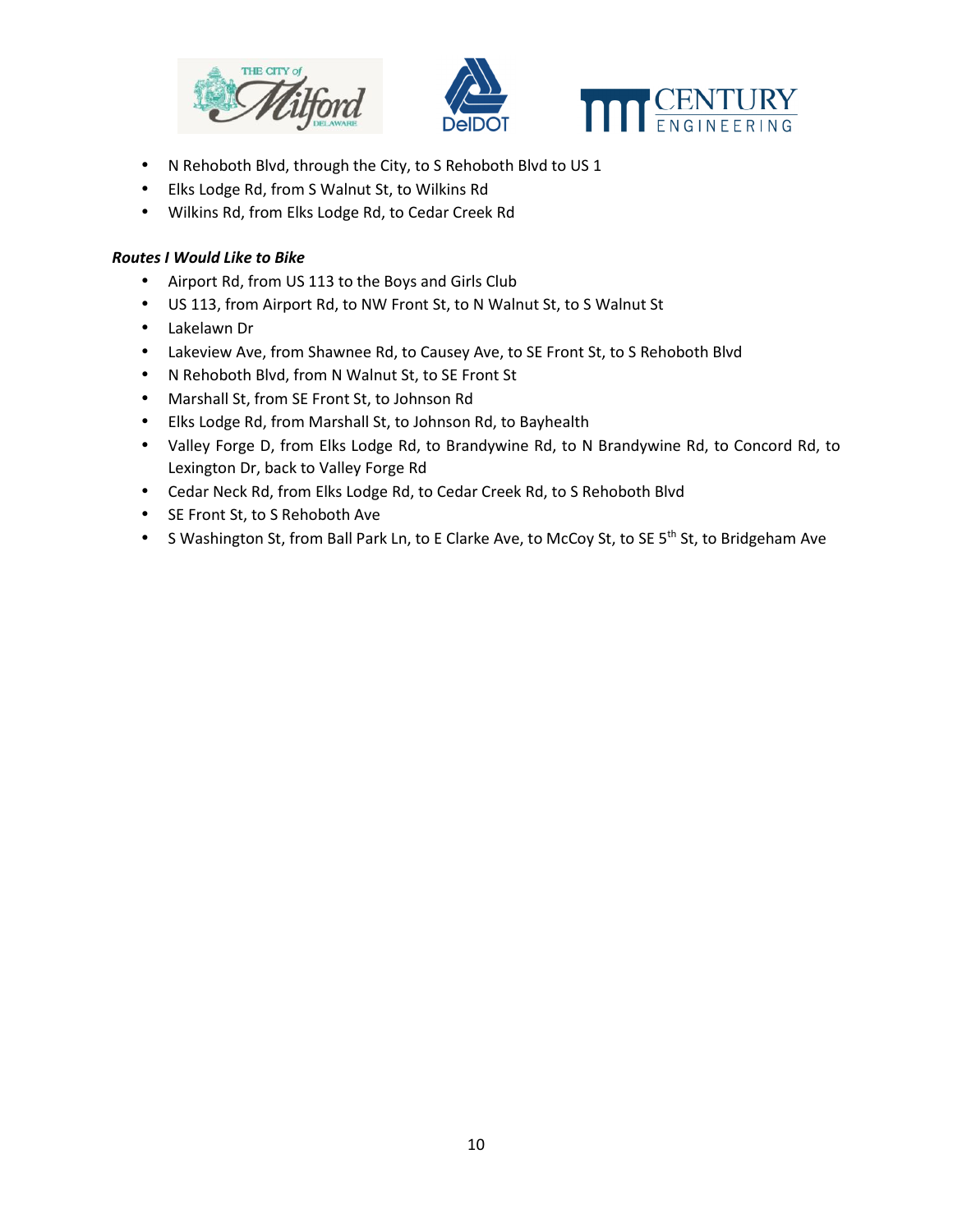- N Rehoboth Blvd, through the City, to S Rehoboth Blvd to US 1
- Elks Lodge Rd, from S Walnut St, to Wilkins Rd
- Wilkins Rd, from Elks Lodge Rd, to Cedar Creek Rd

***Routes I Would Like to Bike***

- Airport Rd, from US 113 to the Boys and Girls Club
- US 113, from Airport Rd, to NW Front St, to N Walnut St, to S Walnut St
- Lakelawn Dr
- Lakeview Ave, from Shawnee Rd, to Causey Ave, to SE Front St, to S Rehoboth Blvd
- N Rehoboth Blvd, from N Walnut St, to SE Front St
- Marshall St, from SE Front St, to Johnson Rd
- Elks Lodge Rd, from Marshall St, to Johnson Rd, to Bayhealth
- Valley Forge D, from Elks Lodge Rd, to Brandywine Rd, to N Brandywine Rd, to Concord Rd, to Lexington Dr, back to Valley Forge Rd
- Cedar Neck Rd, from Elks Lodge Rd, to Cedar Creek Rd, to S Rehoboth Blvd
- SE Front St, to S Rehoboth Ave
- S Washington St, from Ball Park Ln, to E Clarke Ave, to McCoy St, to SE 5th St, to Bridgeham Ave